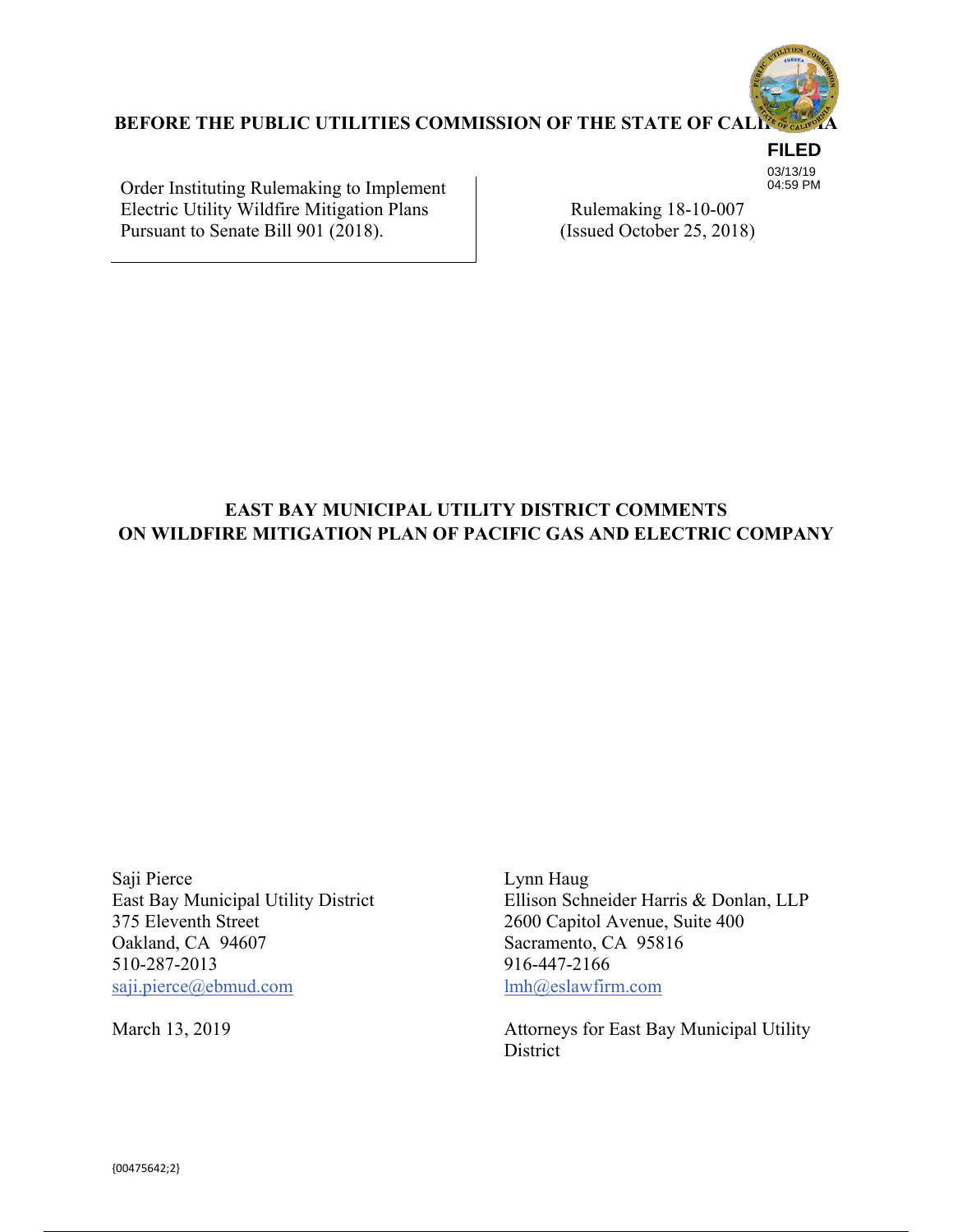**BEFORE THE PUBLIC UTILITIES COMMISSION OF THE STATE OF CALIFORNIA**

**FILED**
03/13/19
04:59 PM

| Order Instituting Rulemaking to Implement Electric Utility Wildfire Mitigation Plans Pursuant to Senate Bill 901 (2018). | Rulemaking 18-10-007 (Issued October 25, 2018) |
| --- | --- |

**EAST BAY MUNICIPAL UTILITY DISTRICT COMMENTS ON WILDFIRE MITIGATION PLAN OF PACIFIC GAS AND ELECTRIC COMPANY**

Saji Pierce
East Bay Municipal Utility District
375 Eleventh Street
Oakland, CA 94607
510-287-2013
saji.pierce@ebmud.com

Lynn Haug
Ellison Schneider Harris & Donlan, LLP
2600 Capitol Avenue, Suite 400
Sacramento, CA 95816
916-447-2166
lmh@eslawfirm.com

March 13, 2019

Attorneys for East Bay Municipal Utility District

{00475642;2}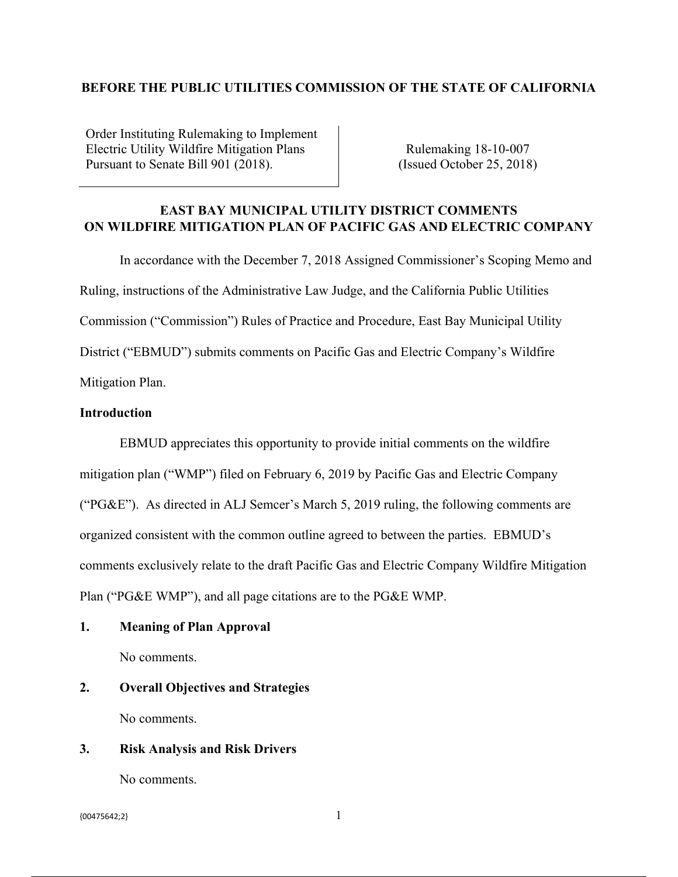**BEFORE THE PUBLIC UTILITIES COMMISSION OF THE STATE OF CALIFORNIA**

| Order Instituting Rulemaking to Implement Electric Utility Wildfire Mitigation Plans Pursuant to Senate Bill 901 (2018). | Rulemaking 18-10-007 (Issued October 25, 2018) |
|---|---|

**EAST BAY MUNICIPAL UTILITY DISTRICT COMMENTS ON WILDFIRE MITIGATION PLAN OF PACIFIC GAS AND ELECTRIC COMPANY**

In accordance with the December 7, 2018 Assigned Commissioner's Scoping Memo and Ruling, instructions of the Administrative Law Judge, and the California Public Utilities Commission ("Commission") Rules of Practice and Procedure, East Bay Municipal Utility District ("EBMUD") submits comments on Pacific Gas and Electric Company's Wildfire Mitigation Plan.

**Introduction**

EBMUD appreciates this opportunity to provide initial comments on the wildfire mitigation plan ("WMP") filed on February 6, 2019 by Pacific Gas and Electric Company ("PG&E"). As directed in ALJ Semcer's March 5, 2019 ruling, the following comments are organized consistent with the common outline agreed to between the parties. EBMUD's comments exclusively relate to the draft Pacific Gas and Electric Company Wildfire Mitigation Plan ("PG&E WMP"), and all page citations are to the PG&E WMP.

**1. Meaning of Plan Approval**

No comments.

**2. Overall Objectives and Strategies**

No comments.

**3. Risk Analysis and Risk Drivers**

No comments.

{00475642;2}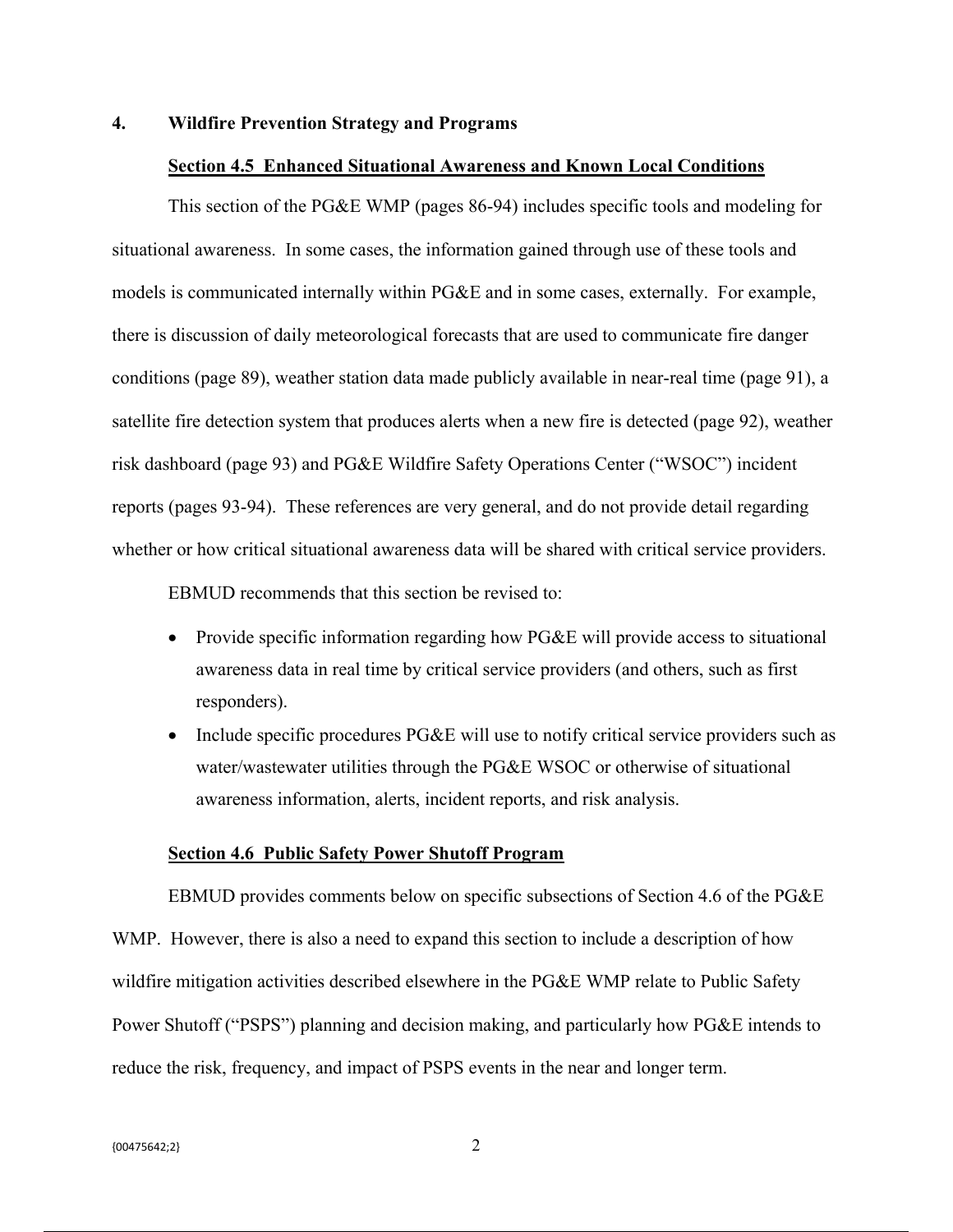## 4. Wildfire Prevention Strategy and Programs

### Section 4.5 Enhanced Situational Awareness and Known Local Conditions

This section of the PG&E WMP (pages 86-94) includes specific tools and modeling for situational awareness. In some cases, the information gained through use of these tools and models is communicated internally within PG&E and in some cases, externally. For example, there is discussion of daily meteorological forecasts that are used to communicate fire danger conditions (page 89), weather station data made publicly available in near-real time (page 91), a satellite fire detection system that produces alerts when a new fire is detected (page 92), weather risk dashboard (page 93) and PG&E Wildfire Safety Operations Center ("WSOC") incident reports (pages 93-94). These references are very general, and do not provide detail regarding whether or how critical situational awareness data will be shared with critical service providers.

EBMUD recommends that this section be revised to:

- Provide specific information regarding how PG&E will provide access to situational awareness data in real time by critical service providers (and others, such as first responders).
- Include specific procedures PG&E will use to notify critical service providers such as water/wastewater utilities through the PG&E WSOC or otherwise of situational awareness information, alerts, incident reports, and risk analysis.

### Section 4.6 Public Safety Power Shutoff Program

EBMUD provides comments below on specific subsections of Section 4.6 of the PG&E WMP. However, there is also a need to expand this section to include a description of how wildfire mitigation activities described elsewhere in the PG&E WMP relate to Public Safety Power Shutoff ("PSPS") planning and decision making, and particularly how PG&E intends to reduce the risk, frequency, and impact of PSPS events in the near and longer term.

{00475642;2}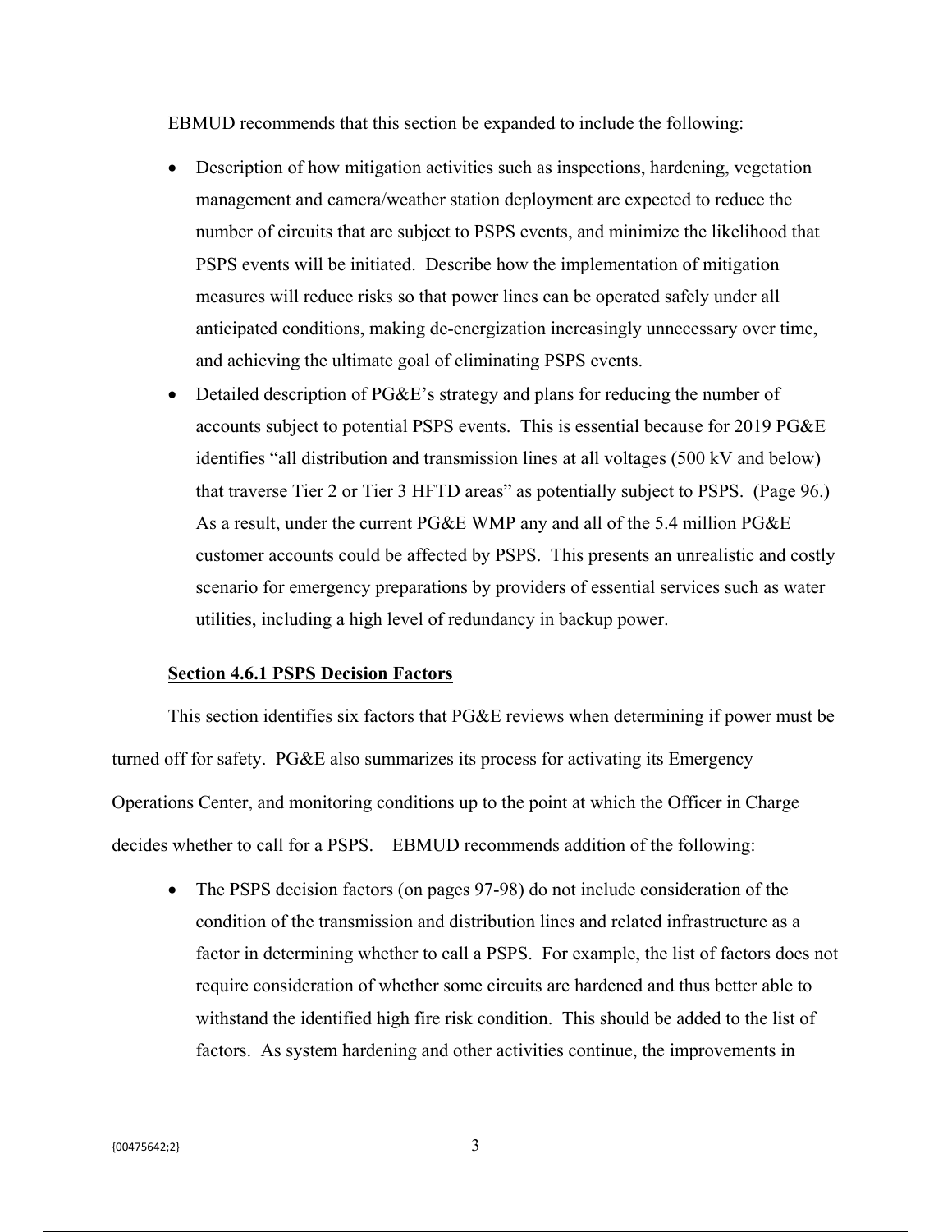EBMUD recommends that this section be expanded to include the following:

- Description of how mitigation activities such as inspections, hardening, vegetation management and camera/weather station deployment are expected to reduce the number of circuits that are subject to PSPS events, and minimize the likelihood that PSPS events will be initiated. Describe how the implementation of mitigation measures will reduce risks so that power lines can be operated safely under all anticipated conditions, making de-energization increasingly unnecessary over time, and achieving the ultimate goal of eliminating PSPS events.
- Detailed description of PG&E's strategy and plans for reducing the number of accounts subject to potential PSPS events. This is essential because for 2019 PG&E identifies "all distribution and transmission lines at all voltages (500 kV and below) that traverse Tier 2 or Tier 3 HFTD areas" as potentially subject to PSPS. (Page 96.) As a result, under the current PG&E WMP any and all of the 5.4 million PG&E customer accounts could be affected by PSPS. This presents an unrealistic and costly scenario for emergency preparations by providers of essential services such as water utilities, including a high level of redundancy in backup power.

**Section 4.6.1 PSPS Decision Factors**

This section identifies six factors that PG&E reviews when determining if power must be turned off for safety. PG&E also summarizes its process for activating its Emergency Operations Center, and monitoring conditions up to the point at which the Officer in Charge decides whether to call for a PSPS. EBMUD recommends addition of the following:

- The PSPS decision factors (on pages 97-98) do not include consideration of the condition of the transmission and distribution lines and related infrastructure as a factor in determining whether to call a PSPS. For example, the list of factors does not require consideration of whether some circuits are hardened and thus better able to withstand the identified high fire risk condition. This should be added to the list of factors. As system hardening and other activities continue, the improvements in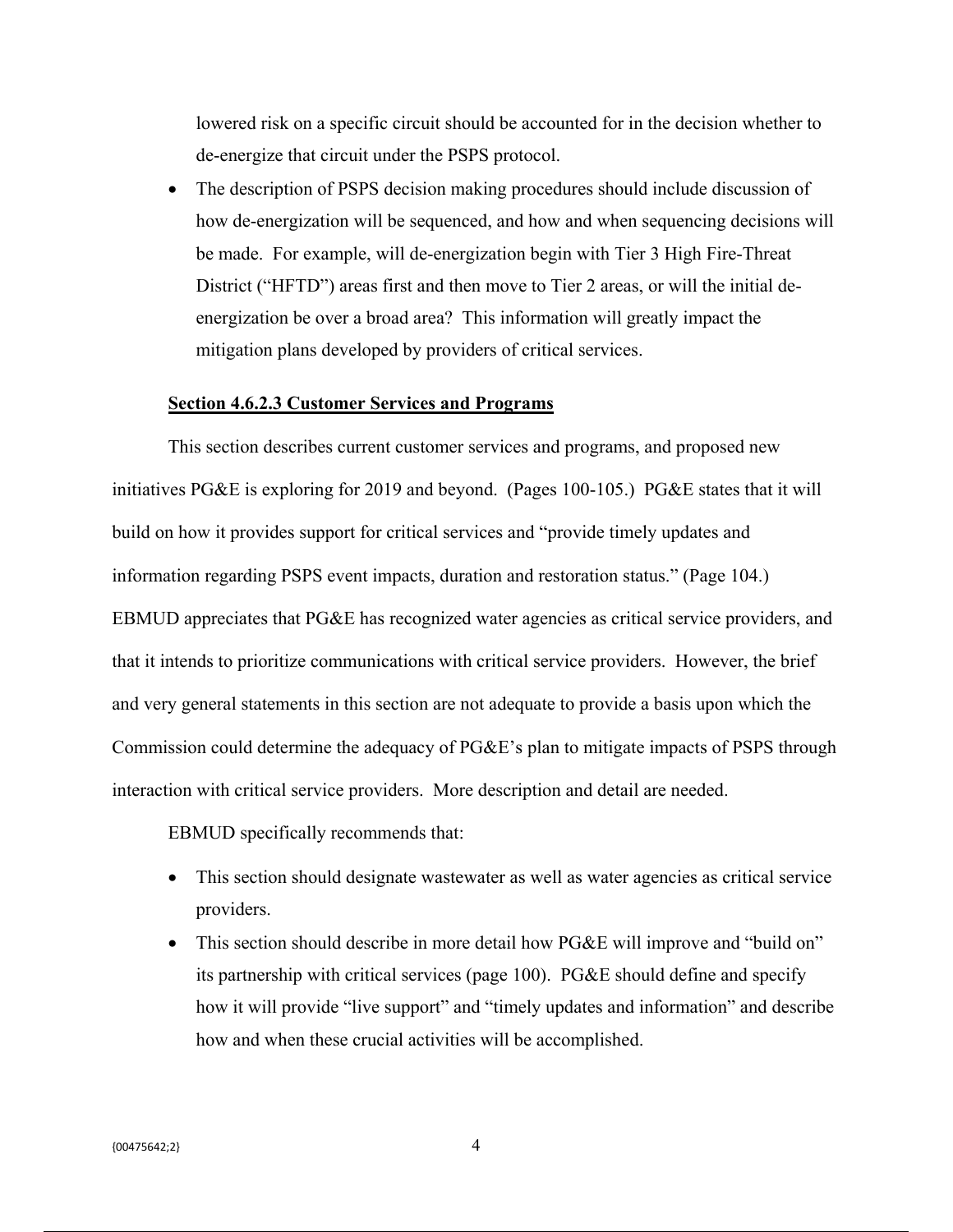lowered risk on a specific circuit should be accounted for in the decision whether to de-energize that circuit under the PSPS protocol.

- The description of PSPS decision making procedures should include discussion of how de-energization will be sequenced, and how and when sequencing decisions will be made. For example, will de-energization begin with Tier 3 High Fire-Threat District ("HFTD") areas first and then move to Tier 2 areas, or will the initial de-energization be over a broad area? This information will greatly impact the mitigation plans developed by providers of critical services.

**Section 4.6.2.3 Customer Services and Programs**

This section describes current customer services and programs, and proposed new initiatives PG&E is exploring for 2019 and beyond. (Pages 100-105.) PG&E states that it will build on how it provides support for critical services and "provide timely updates and information regarding PSPS event impacts, duration and restoration status." (Page 104.) EBMUD appreciates that PG&E has recognized water agencies as critical service providers, and that it intends to prioritize communications with critical service providers. However, the brief and very general statements in this section are not adequate to provide a basis upon which the Commission could determine the adequacy of PG&E's plan to mitigate impacts of PSPS through interaction with critical service providers. More description and detail are needed.

EBMUD specifically recommends that:

- This section should designate wastewater as well as water agencies as critical service providers.
- This section should describe in more detail how PG&E will improve and "build on" its partnership with critical services (page 100). PG&E should define and specify how it will provide "live support" and "timely updates and information" and describe how and when these crucial activities will be accomplished.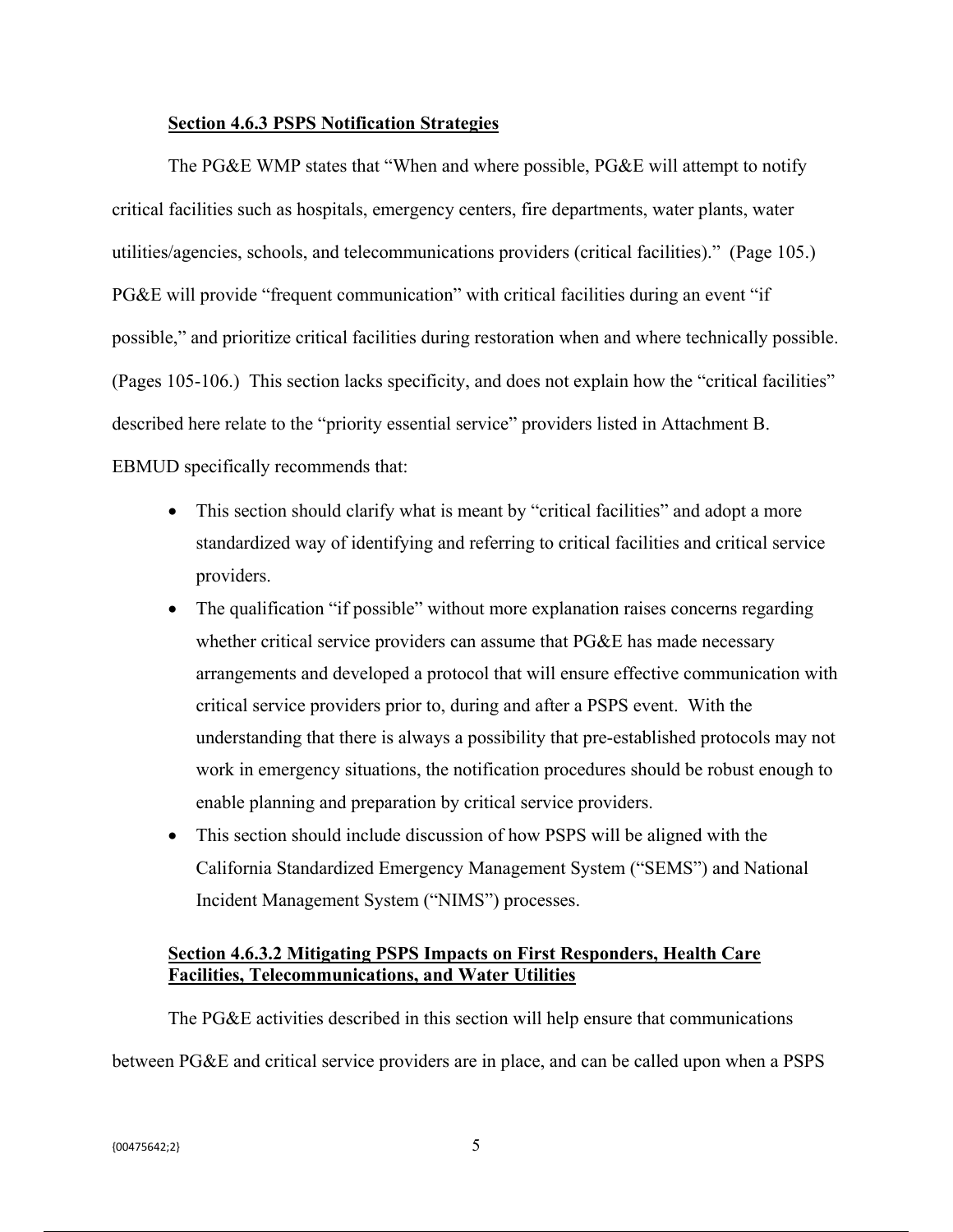**Section 4.6.3 PSPS Notification Strategies**

The PG&E WMP states that "When and where possible, PG&E will attempt to notify critical facilities such as hospitals, emergency centers, fire departments, water plants, water utilities/agencies, schools, and telecommunications providers (critical facilities)." (Page 105.) PG&E will provide "frequent communication" with critical facilities during an event "if possible," and prioritize critical facilities during restoration when and where technically possible. (Pages 105-106.) This section lacks specificity, and does not explain how the "critical facilities" described here relate to the "priority essential service" providers listed in Attachment B. EBMUD specifically recommends that:

- This section should clarify what is meant by "critical facilities" and adopt a more standardized way of identifying and referring to critical facilities and critical service providers.
- The qualification "if possible" without more explanation raises concerns regarding whether critical service providers can assume that PG&E has made necessary arrangements and developed a protocol that will ensure effective communication with critical service providers prior to, during and after a PSPS event. With the understanding that there is always a possibility that pre-established protocols may not work in emergency situations, the notification procedures should be robust enough to enable planning and preparation by critical service providers.
- This section should include discussion of how PSPS will be aligned with the California Standardized Emergency Management System ("SEMS") and National Incident Management System ("NIMS") processes.

**Section 4.6.3.2 Mitigating PSPS Impacts on First Responders, Health Care Facilities, Telecommunications, and Water Utilities**

The PG&E activities described in this section will help ensure that communications between PG&E and critical service providers are in place, and can be called upon when a PSPS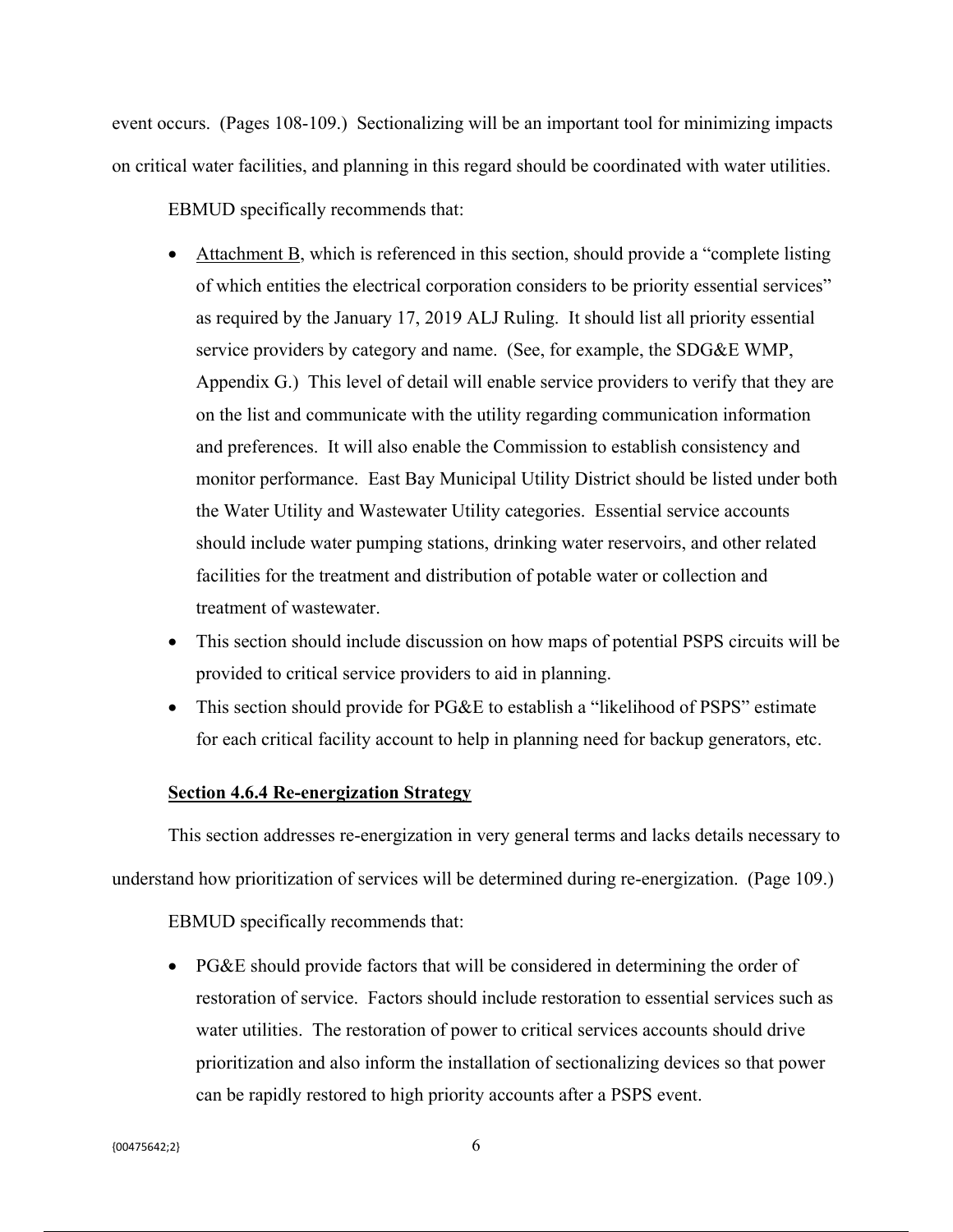event occurs. (Pages 108-109.) Sectionalizing will be an important tool for minimizing impacts on critical water facilities, and planning in this regard should be coordinated with water utilities.

EBMUD specifically recommends that:

- Attachment B, which is referenced in this section, should provide a "complete listing of which entities the electrical corporation considers to be priority essential services" as required by the January 17, 2019 ALJ Ruling. It should list all priority essential service providers by category and name. (See, for example, the SDG&E WMP, Appendix G.) This level of detail will enable service providers to verify that they are on the list and communicate with the utility regarding communication information and preferences. It will also enable the Commission to establish consistency and monitor performance. East Bay Municipal Utility District should be listed under both the Water Utility and Wastewater Utility categories. Essential service accounts should include water pumping stations, drinking water reservoirs, and other related facilities for the treatment and distribution of potable water or collection and treatment of wastewater.
- This section should include discussion on how maps of potential PSPS circuits will be provided to critical service providers to aid in planning.
- This section should provide for PG&E to establish a "likelihood of PSPS" estimate for each critical facility account to help in planning need for backup generators, etc.

**Section 4.6.4 Re-energization Strategy**

This section addresses re-energization in very general terms and lacks details necessary to understand how prioritization of services will be determined during re-energization. (Page 109.)

EBMUD specifically recommends that:

- PG&E should provide factors that will be considered in determining the order of restoration of service. Factors should include restoration to essential services such as water utilities. The restoration of power to critical services accounts should drive prioritization and also inform the installation of sectionalizing devices so that power can be rapidly restored to high priority accounts after a PSPS event.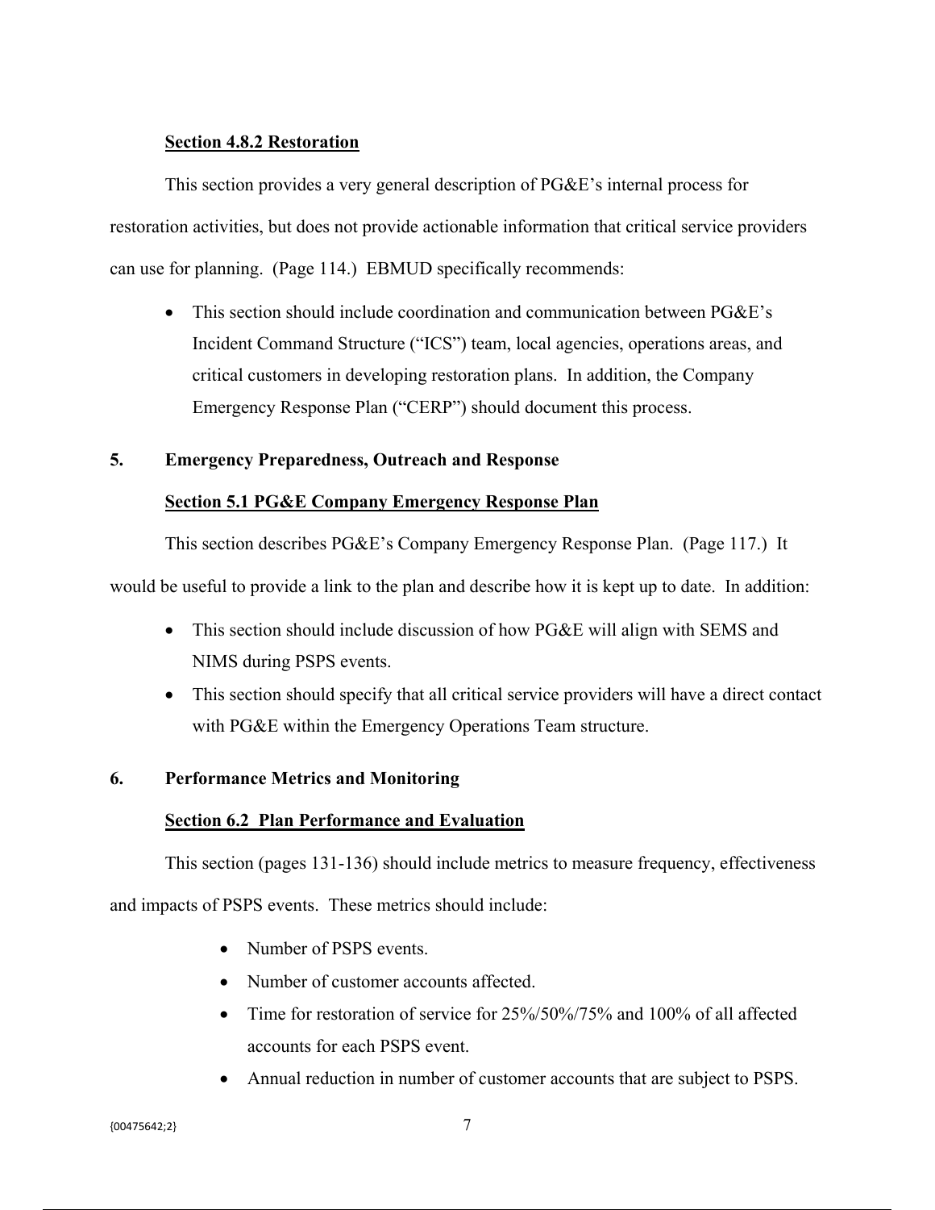**Section 4.8.2 Restoration**

This section provides a very general description of PG&E's internal process for restoration activities, but does not provide actionable information that critical service providers can use for planning. (Page 114.) EBMUD specifically recommends:

- This section should include coordination and communication between PG&E's Incident Command Structure ("ICS") team, local agencies, operations areas, and critical customers in developing restoration plans. In addition, the Company Emergency Response Plan ("CERP") should document this process.

## 5. Emergency Preparedness, Outreach and Response

**Section 5.1 PG&E Company Emergency Response Plan**

This section describes PG&E's Company Emergency Response Plan. (Page 117.) It would be useful to provide a link to the plan and describe how it is kept up to date. In addition:

- This section should include discussion of how PG&E will align with SEMS and NIMS during PSPS events.
- This section should specify that all critical service providers will have a direct contact with PG&E within the Emergency Operations Team structure.

## 6. Performance Metrics and Monitoring

**Section 6.2 Plan Performance and Evaluation**

This section (pages 131-136) should include metrics to measure frequency, effectiveness and impacts of PSPS events. These metrics should include:

- Number of PSPS events.
- Number of customer accounts affected.
- Time for restoration of service for 25%/50%/75% and 100% of all affected accounts for each PSPS event.
- Annual reduction in number of customer accounts that are subject to PSPS.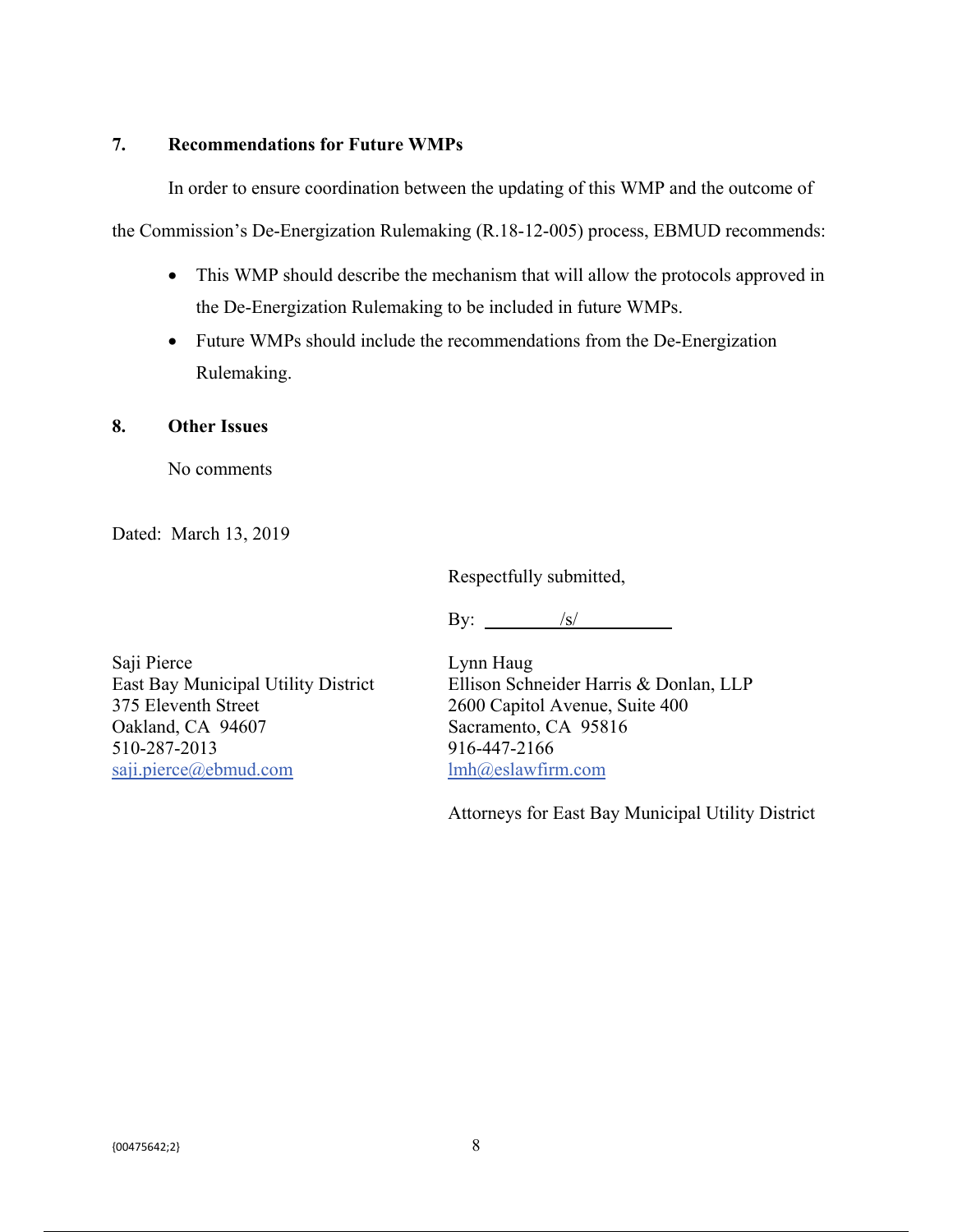### 7. Recommendations for Future WMPs

In order to ensure coordination between the updating of this WMP and the outcome of the Commission's De-Energization Rulemaking (R.18-12-005) process, EBMUD recommends:

- This WMP should describe the mechanism that will allow the protocols approved in the De-Energization Rulemaking to be included in future WMPs.
- Future WMPs should include the recommendations from the De-Energization Rulemaking.

### 8. Other Issues

No comments

Dated: March 13, 2019

Respectfully submitted,

By: /s/

Lynn Haug
Ellison Schneider Harris & Donlan, LLP
2600 Capitol Avenue, Suite 400
Sacramento, CA 95816
916-447-2166
lmh@eslawfirm.com

Attorneys for East Bay Municipal Utility District

Saji Pierce
East Bay Municipal Utility District
375 Eleventh Street
Oakland, CA 94607
510-287-2013
saji.pierce@ebmud.com

{00475642;2}